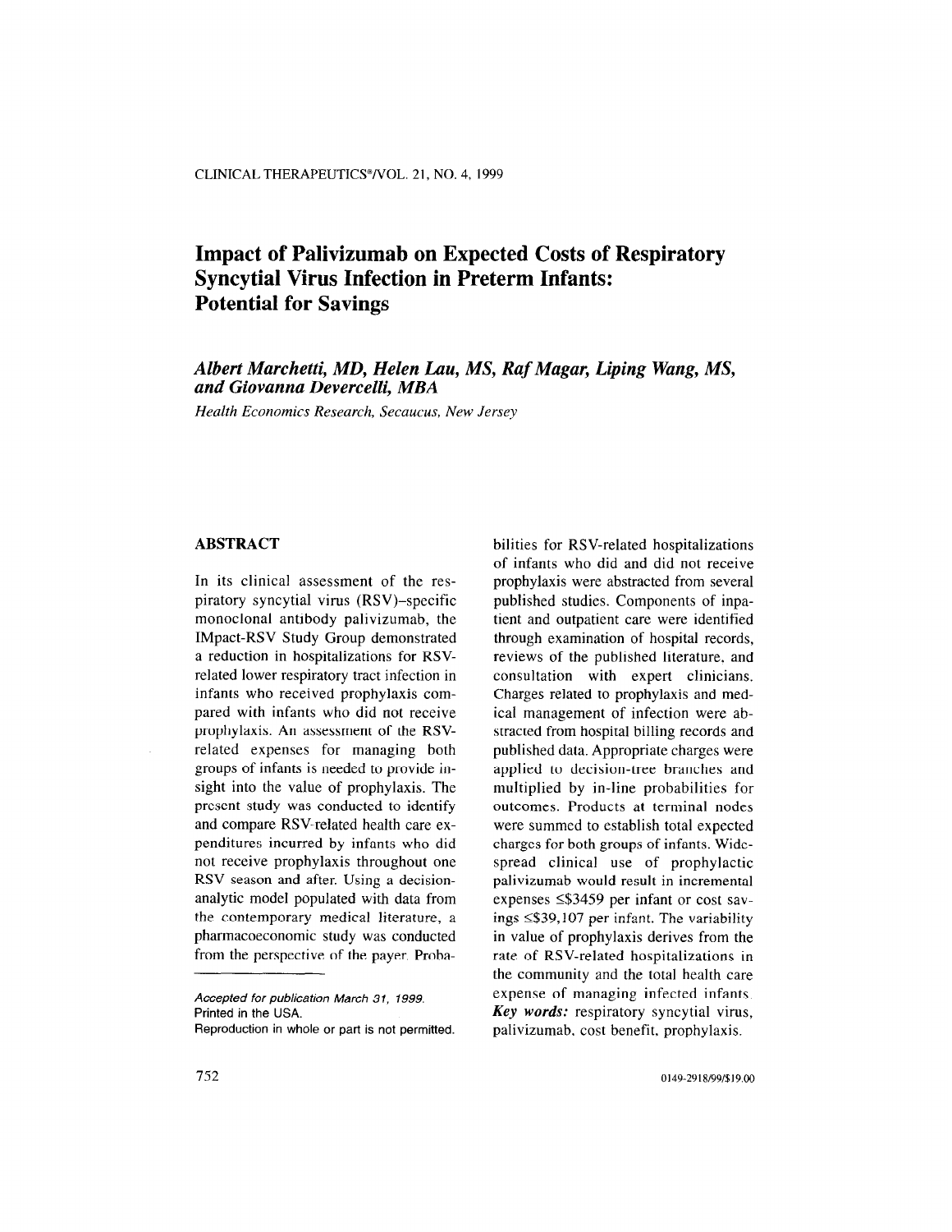# Impact of Palivizumab on Expected Costs of Respiratory Syncytial Virus Infection in Preterm Infants: Potential for Savings

*Albert Marchetti, MD, Helen Lau, MS, Raf Magar, Liping Wang, MS, and Giovanna Devercelli, MBA*

*Health Economics Research, Secaucus, New Jersey*

## ABSTRACT

In its clinical assessment of the respiratory syncytial virus (RSV)–specific monoclonal antibody palivizumab, the IMpact-RSV Study Group demonstrated a reduction in hospitalizations for RSV-related lower respiratory tract infection in infants who received prophylaxis compared with infants who did not receive prophylaxis. An assessment of the RSV-related expenses for managing both groups of infants is needed to provide insight into the value of prophylaxis. The present study was conducted to identify and compare RSV-related health care expenditures incurred by infants who did not receive prophylaxis throughout one RSV season and after. Using a decision-analytic model populated with data from the contemporary medical literature, a pharmacoeconomic study was conducted from the perspective of the payer. Probabilities for RSV-related hospitalizations of infants who did and did not receive prophylaxis were abstracted from several published studies. Components of inpatient and outpatient care were identified through examination of hospital records, reviews of the published literature, and consultation with expert clinicians. Charges related to prophylaxis and medical management of infection were abstracted from hospital billing records and published data. Appropriate charges were applied to decision-tree branches and multiplied by in-line probabilities for outcomes. Products at terminal nodes were summed to establish total expected charges for both groups of infants. Widespread clinical use of prophylactic palivizumab would result in incremental expenses ≤$3459 per infant or cost savings ≤$39,107 per infant. The variability in value of prophylaxis derives from the rate of RSV-related hospitalizations in the community and the total health care expense of managing infected infants.

***Key words:*** respiratory syncytial virus, palivizumab, cost benefit, prophylaxis.

*Accepted for publication March 31, 1999.*
Printed in the USA.
Reproduction in whole or part is not permitted.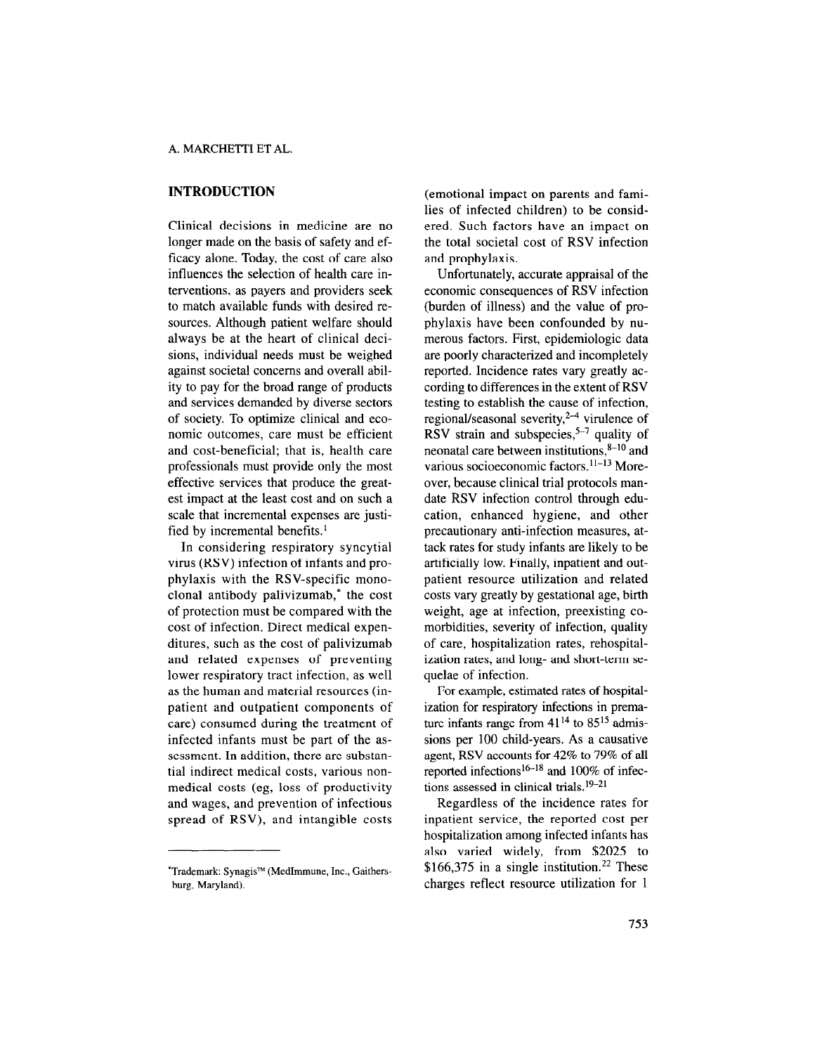## INTRODUCTION

Clinical decisions in medicine are no longer made on the basis of safety and efficacy alone. Today, the cost of care also influences the selection of health care interventions, as payers and providers seek to match available funds with desired resources. Although patient welfare should always be at the heart of clinical decisions, individual needs must be weighed against societal concerns and overall ability to pay for the broad range of products and services demanded by diverse sectors of society. To optimize clinical and economic outcomes, care must be efficient and cost-beneficial; that is, health care professionals must provide only the most effective services that produce the greatest impact at the least cost and on such a scale that incremental expenses are justified by incremental benefits.[1]

In considering respiratory syncytial virus (RSV) infection of infants and prophylaxis with the RSV-specific monoclonal antibody palivizumab,* the cost of protection must be compared with the cost of infection. Direct medical expenditures, such as the cost of palivizumab and related expenses of preventing lower respiratory tract infection, as well as the human and material resources (inpatient and outpatient components of care) consumed during the treatment of infected infants must be part of the assessment. In addition, there are substantial indirect medical costs, various nonmedical costs (eg, loss of productivity and wages, and prevention of infectious spread of RSV), and intangible costs (emotional impact on parents and families of infected children) to be considered. Such factors have an impact on the total societal cost of RSV infection and prophylaxis.

Unfortunately, accurate appraisal of the economic consequences of RSV infection (burden of illness) and the value of prophylaxis have been confounded by numerous factors. First, epidemiologic data are poorly characterized and incompletely reported. Incidence rates vary greatly according to differences in the extent of RSV testing to establish the cause of infection, regional/seasonal severity,[2–4] virulence of RSV strain and subspecies,[5–7] quality of neonatal care between institutions,[8–10] and various socioeconomic factors.[11–13] Moreover, because clinical trial protocols mandate RSV infection control through education, enhanced hygiene, and other precautionary anti-infection measures, attack rates for study infants are likely to be artificially low. Finally, inpatient and outpatient resource utilization and related costs vary greatly by gestational age, birth weight, age at infection, preexisting comorbidities, severity of infection, quality of care, hospitalization rates, rehospitalization rates, and long- and short-term sequelae of infection.

For example, estimated rates of hospitalization for respiratory infections in premature infants range from 41[14] to 85[15] admissions per 100 child-years. As a causative agent, RSV accounts for 42% to 79% of all reported infections[16–18] and 100% of infections assessed in clinical trials.[19–21]

Regardless of the incidence rates for inpatient service, the reported cost per hospitalization among infected infants has also varied widely, from $2025 to $166,375 in a single institution.[22] These charges reflect resource utilization for 1

*Trademark: Synagis™ (MedImmune, Inc., Gaithersburg, Maryland).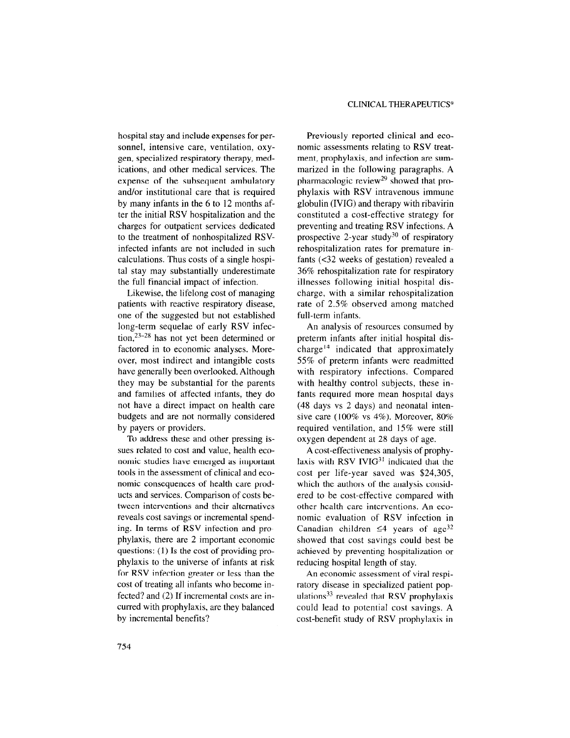hospital stay and include expenses for personnel, intensive care, ventilation, oxygen, specialized respiratory therapy, medications, and other medical services. The expense of the subsequent ambulatory and/or institutional care that is required by many infants in the 6 to 12 months after the initial RSV hospitalization and the charges for outpatient services dedicated to the treatment of nonhospitalized RSV-infected infants are not included in such calculations. Thus costs of a single hospital stay may substantially underestimate the full financial impact of infection.

Likewise, the lifelong cost of managing patients with reactive respiratory disease, one of the suggested but not established long-term sequelae of early RSV infection,[23–28] has not yet been determined or factored in to economic analyses. Moreover, most indirect and intangible costs have generally been overlooked. Although they may be substantial for the parents and families of affected infants, they do not have a direct impact on health care budgets and are not normally considered by payers or providers.

To address these and other pressing issues related to cost and value, health economic studies have emerged as important tools in the assessment of clinical and economic consequences of health care products and services. Comparison of costs between interventions and their alternatives reveals cost savings or incremental spending. In terms of RSV infection and prophylaxis, there are 2 important economic questions: (1) Is the cost of providing prophylaxis to the universe of infants at risk for RSV infection greater or less than the cost of treating all infants who become infected? and (2) If incremental costs are incurred with prophylaxis, are they balanced by incremental benefits?

Previously reported clinical and economic assessments relating to RSV treatment, prophylaxis, and infection are summarized in the following paragraphs. A pharmacologic review[29] showed that prophylaxis with RSV intravenous immune globulin (IVIG) and therapy with ribavirin constituted a cost-effective strategy for preventing and treating RSV infections. A prospective 2-year study[30] of respiratory rehospitalization rates for premature infants (<32 weeks of gestation) revealed a 36% rehospitalization rate for respiratory illnesses following initial hospital discharge, with a similar rehospitalization rate of 2.5% observed among matched full-term infants.

An analysis of resources consumed by preterm infants after initial hospital discharge[14] indicated that approximately 55% of preterm infants were readmitted with respiratory infections. Compared with healthy control subjects, these infants required more mean hospital days (48 days vs 2 days) and neonatal intensive care (100% vs 4%). Moreover, 80% required ventilation, and 15% were still oxygen dependent at 28 days of age.

A cost-effectiveness analysis of prophylaxis with RSV IVIG[31] indicated that the cost per life-year saved was $24,305, which the authors of the analysis considered to be cost-effective compared with other health care interventions. An economic evaluation of RSV infection in Canadian children ≤4 years of age[32] showed that cost savings could best be achieved by preventing hospitalization or reducing hospital length of stay.

An economic assessment of viral respiratory disease in specialized patient populations[33] revealed that RSV prophylaxis could lead to potential cost savings. A cost-benefit study of RSV prophylaxis in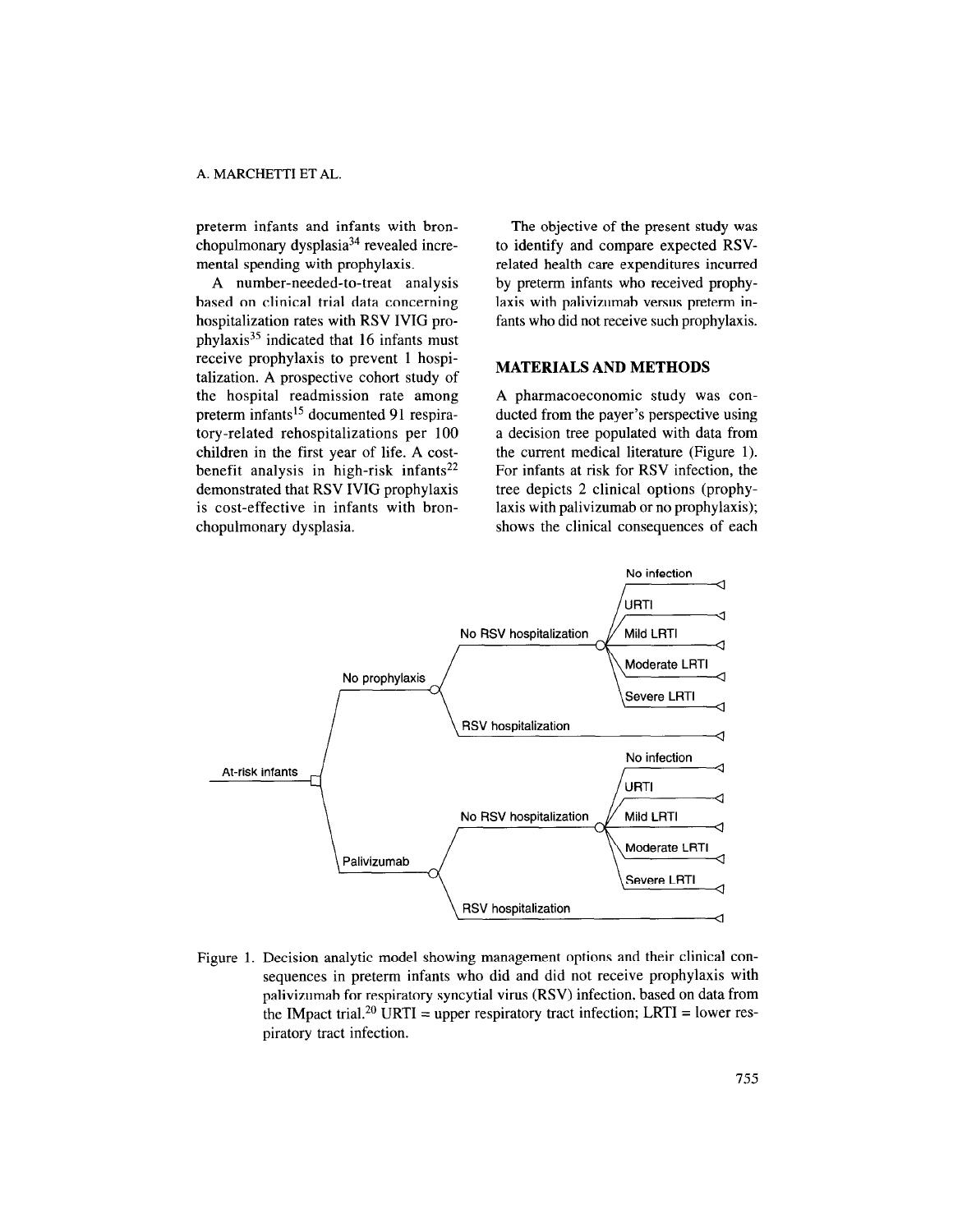preterm infants and infants with bronchopulmonary dysplasia[34] revealed incremental spending with prophylaxis.

A number-needed-to-treat analysis based on clinical trial data concerning hospitalization rates with RSV IVIG prophylaxis[35] indicated that 16 infants must receive prophylaxis to prevent 1 hospitalization. A prospective cohort study of the hospital readmission rate among preterm infants[15] documented 91 respiratory-related rehospitalizations per 100 children in the first year of life. A cost-benefit analysis in high-risk infants[22] demonstrated that RSV IVIG prophylaxis is cost-effective in infants with bronchopulmonary dysplasia.

The objective of the present study was to identify and compare expected RSV-related health care expenditures incurred by preterm infants who received prophylaxis with palivizumab versus preterm infants who did not receive such prophylaxis.

## MATERIALS AND METHODS

A pharmacoeconomic study was conducted from the payer's perspective using a decision tree populated with data from the current medical literature (Figure 1). For infants at risk for RSV infection, the tree depicts 2 clinical options (prophylaxis with palivizumab or no prophylaxis); shows the clinical consequences of each

Figure 1. Decision analytic model showing management options and their clinical consequences in preterm infants who did and did not receive prophylaxis with palivizumab for respiratory syncytial virus (RSV) infection, based on data from the IMpact trial.[20] URTI = upper respiratory tract infection; LRTI = lower respiratory tract infection.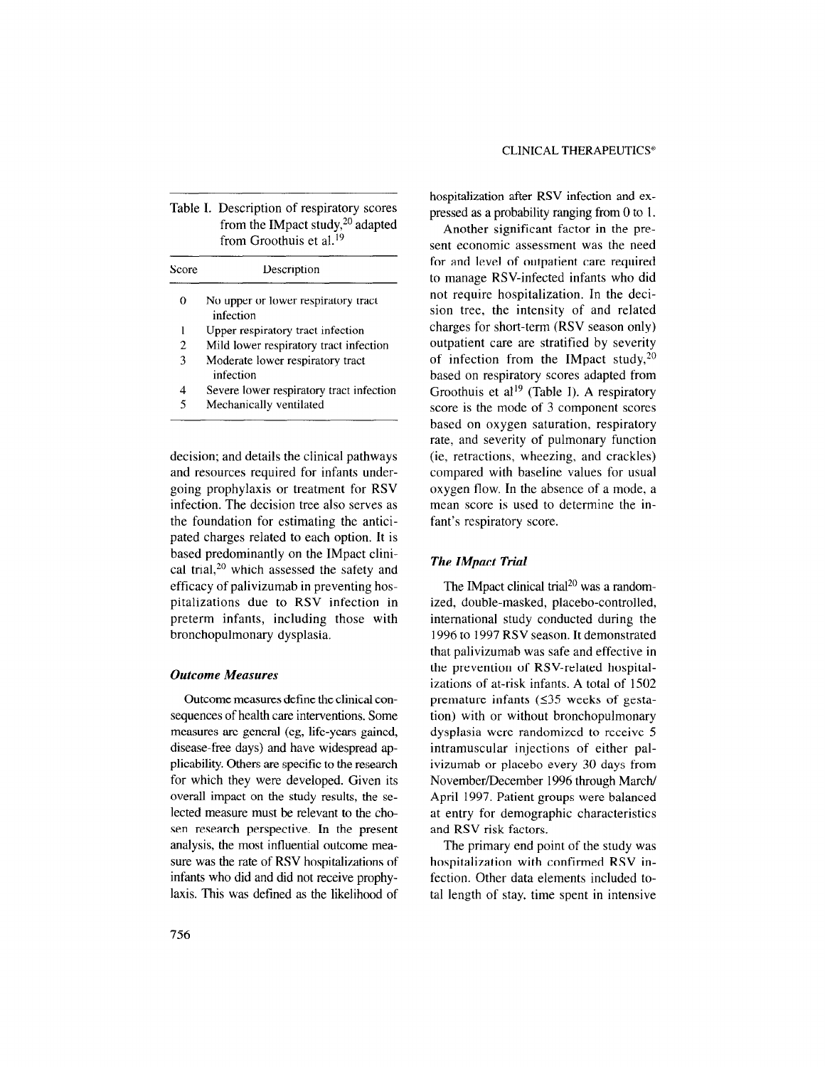Table I. Description of respiratory scores from the IMpact study,[20] adapted from Groothuis et al.[19]

| Score | Description |
|---|---|
| 0 | No upper or lower respiratory tract infection |
| 1 | Upper respiratory tract infection |
| 2 | Mild lower respiratory tract infection |
| 3 | Moderate lower respiratory tract infection |
| 4 | Severe lower respiratory tract infection |
| 5 | Mechanically ventilated |

decision; and details the clinical pathways and resources required for infants undergoing prophylaxis or treatment for RSV infection. The decision tree also serves as the foundation for estimating the anticipated charges related to each option. It is based predominantly on the IMpact clinical trial,[20] which assessed the safety and efficacy of palivizumab in preventing hospitalizations due to RSV infection in preterm infants, including those with bronchopulmonary dysplasia.

### *Outcome Measures*

Outcome measures define the clinical consequences of health care interventions. Some measures are general (eg, life-years gained, disease-free days) and have widespread applicability. Others are specific to the research for which they were developed. Given its overall impact on the study results, the selected measure must be relevant to the chosen research perspective. In the present analysis, the most influential outcome measure was the rate of RSV hospitalizations of infants who did and did not receive prophylaxis. This was defined as the likelihood of hospitalization after RSV infection and expressed as a probability ranging from 0 to 1.

Another significant factor in the present economic assessment was the need for and level of outpatient care required to manage RSV-infected infants who did not require hospitalization. In the decision tree, the intensity of and related charges for short-term (RSV season only) outpatient care are stratified by severity of infection from the IMpact study,[20] based on respiratory scores adapted from Groothuis et al[19] (Table I). A respiratory score is the mode of 3 component scores based on oxygen saturation, respiratory rate, and severity of pulmonary function (ie, retractions, wheezing, and crackles) compared with baseline values for usual oxygen flow. In the absence of a mode, a mean score is used to determine the infant's respiratory score.

### *The IMpact Trial*

The IMpact clinical trial[20] was a randomized, double-masked, placebo-controlled, international study conducted during the 1996 to 1997 RSV season. It demonstrated that palivizumab was safe and effective in the prevention of RSV-related hospitalizations of at-risk infants. A total of 1502 premature infants (≤35 weeks of gestation) with or without bronchopulmonary dysplasia were randomized to receive 5 intramuscular injections of either palivizumab or placebo every 30 days from November/December 1996 through March/April 1997. Patient groups were balanced at entry for demographic characteristics and RSV risk factors.

The primary end point of the study was hospitalization with confirmed RSV infection. Other data elements included total length of stay, time spent in intensive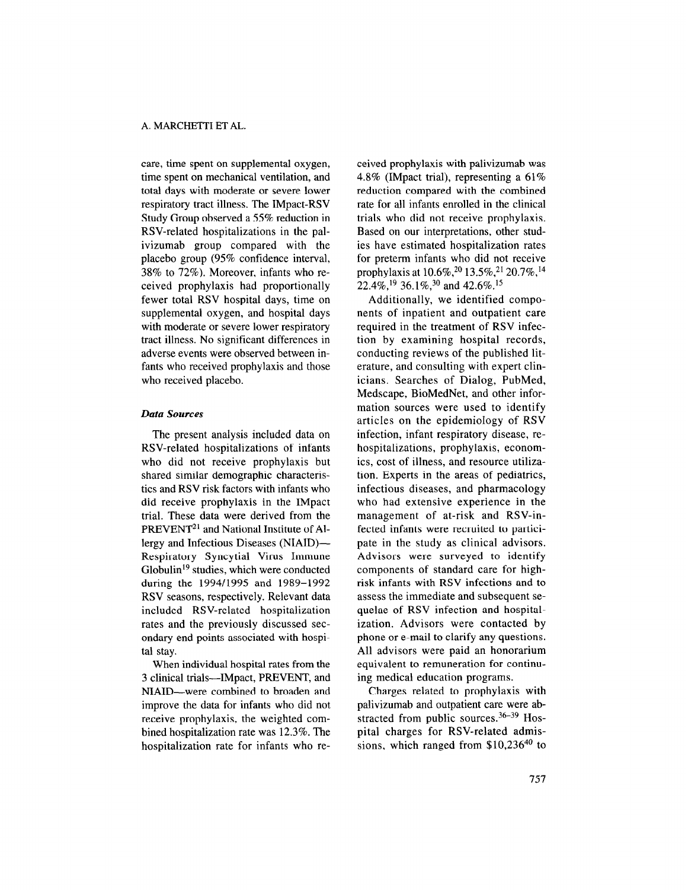care, time spent on supplemental oxygen, time spent on mechanical ventilation, and total days with moderate or severe lower respiratory tract illness. The IMpact-RSV Study Group observed a 55% reduction in RSV-related hospitalizations in the palivizumab group compared with the placebo group (95% confidence interval, 38% to 72%). Moreover, infants who received prophylaxis had proportionally fewer total RSV hospital days, time on supplemental oxygen, and hospital days with moderate or severe lower respiratory tract illness. No significant differences in adverse events were observed between infants who received prophylaxis and those who received placebo.

### *Data Sources*

The present analysis included data on RSV-related hospitalizations of infants who did not receive prophylaxis but shared similar demographic characteristics and RSV risk factors with infants who did receive prophylaxis in the IMpact trial. These data were derived from the PREVENT[21] and National Institute of Allergy and Infectious Diseases (NIAID)—Respiratory Syncytial Virus Immune Globulin[19] studies, which were conducted during the 1994/1995 and 1989–1992 RSV seasons, respectively. Relevant data included RSV-related hospitalization rates and the previously discussed secondary end points associated with hospital stay.

When individual hospital rates from the 3 clinical trials—IMpact, PREVENT, and NIAID—were combined to broaden and improve the data for infants who did not receive prophylaxis, the weighted combined hospitalization rate was 12.3%. The hospitalization rate for infants who received prophylaxis with palivizumab was 4.8% (IMpact trial), representing a 61% reduction compared with the combined rate for all infants enrolled in the clinical trials who did not receive prophylaxis. Based on our interpretations, other studies have estimated hospitalization rates for preterm infants who did not receive prophylaxis at 10.6%,[20] 13.5%,[21] 20.7%,[14] 22.4%,[19] 36.1%,[30] and 42.6%.[15]

Additionally, we identified components of inpatient and outpatient care required in the treatment of RSV infection by examining hospital records, conducting reviews of the published literature, and consulting with expert clinicians. Searches of Dialog, PubMed, Medscape, BioMedNet, and other information sources were used to identify articles on the epidemiology of RSV infection, infant respiratory disease, rehospitalizations, prophylaxis, economics, cost of illness, and resource utilization. Experts in the areas of pediatrics, infectious diseases, and pharmacology who had extensive experience in the management of at-risk and RSV-infected infants were recruited to participate in the study as clinical advisors. Advisors were surveyed to identify components of standard care for high-risk infants with RSV infections and to assess the immediate and subsequent sequelae of RSV infection and hospitalization. Advisors were contacted by phone or e-mail to clarify any questions. All advisors were paid an honorarium equivalent to remuneration for continuing medical education programs.

Charges related to prophylaxis with palivizumab and outpatient care were abstracted from public sources.[36–39] Hospital charges for RSV-related admissions, which ranged from $10,236[40] to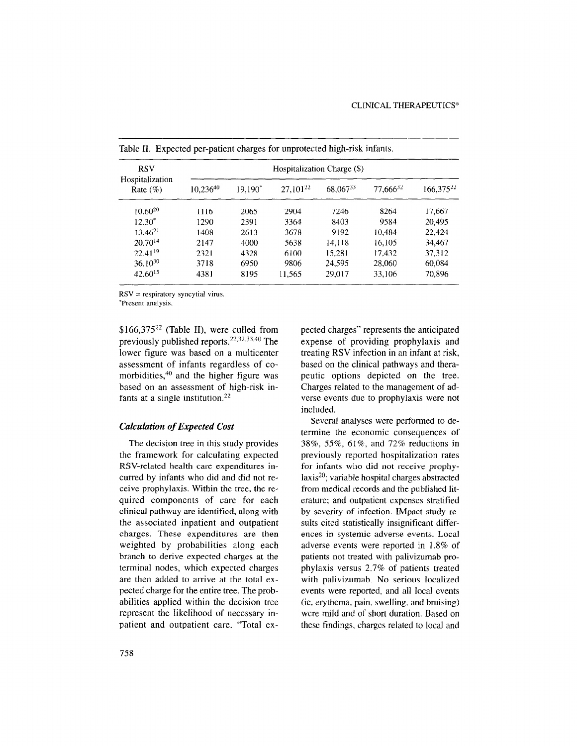Table II. Expected per-patient charges for unprotected high-risk infants.

| RSV Hospitalization Rate (%) | Hospitalization Charge ($) | | | | | |
|---|---|---|---|---|---|---|
| | 10,236[40] | 19,190* | 27,101[22] | 68,067[33] | 77,666[32] | 166,375[22] |
| 10.60[20] | 1116 | 2065 | 2904 | 7246 | 8264 | 17,667 |
| 12.30* | 1290 | 2391 | 3364 | 8403 | 9584 | 20,495 |
| 13.46[21] | 1408 | 2613 | 3678 | 9192 | 10,484 | 22,424 |
| 20.70[14] | 2147 | 4000 | 5638 | 14,118 | 16,105 | 34,467 |
| 22.41[19] | 2321 | 4328 | 6100 | 15,281 | 17,432 | 37,312 |
| 36.10[30] | 3718 | 6950 | 9806 | 24,595 | 28,060 | 60,084 |
| 42.60[15] | 4381 | 8195 | 11,565 | 29,017 | 33,106 | 70,896 |

RSV = respiratory syncytial virus.
*Present analysis.

$166,375[22] (Table II), were culled from previously published reports.[22,32,33,40] The lower figure was based on a multicenter assessment of infants regardless of comorbidities,[40] and the higher figure was based on an assessment of high-risk infants at a single institution.[22]

### *Calculation of Expected Cost*

The decision tree in this study provides the framework for calculating expected RSV-related health care expenditures incurred by infants who did and did not receive prophylaxis. Within the tree, the required components of care for each clinical pathway are identified, along with the associated inpatient and outpatient charges. These expenditures are then weighted by probabilities along each branch to derive expected charges at the terminal nodes, which expected charges are then added to arrive at the total expected charge for the entire tree. The probabilities applied within the decision tree represent the likelihood of necessary inpatient and outpatient care. "Total expected charges" represents the anticipated expense of providing prophylaxis and treating RSV infection in an infant at risk, based on the clinical pathways and therapeutic options depicted on the tree. Charges related to the management of adverse events due to prophylaxis were not included.

Several analyses were performed to determine the economic consequences of 38%, 55%, 61%, and 72% reductions in previously reported hospitalization rates for infants who did not receive prophylaxis[20]; variable hospital charges abstracted from medical records and the published literature; and outpatient expenses stratified by severity of infection. IMpact study results cited statistically insignificant differences in systemic adverse events. Local adverse events were reported in 1.8% of patients not treated with palivizumab prophylaxis versus 2.7% of patients treated with palivizumab. No serious localized events were reported, and all local events (ie, erythema, pain, swelling, and bruising) were mild and of short duration. Based on these findings, charges related to local and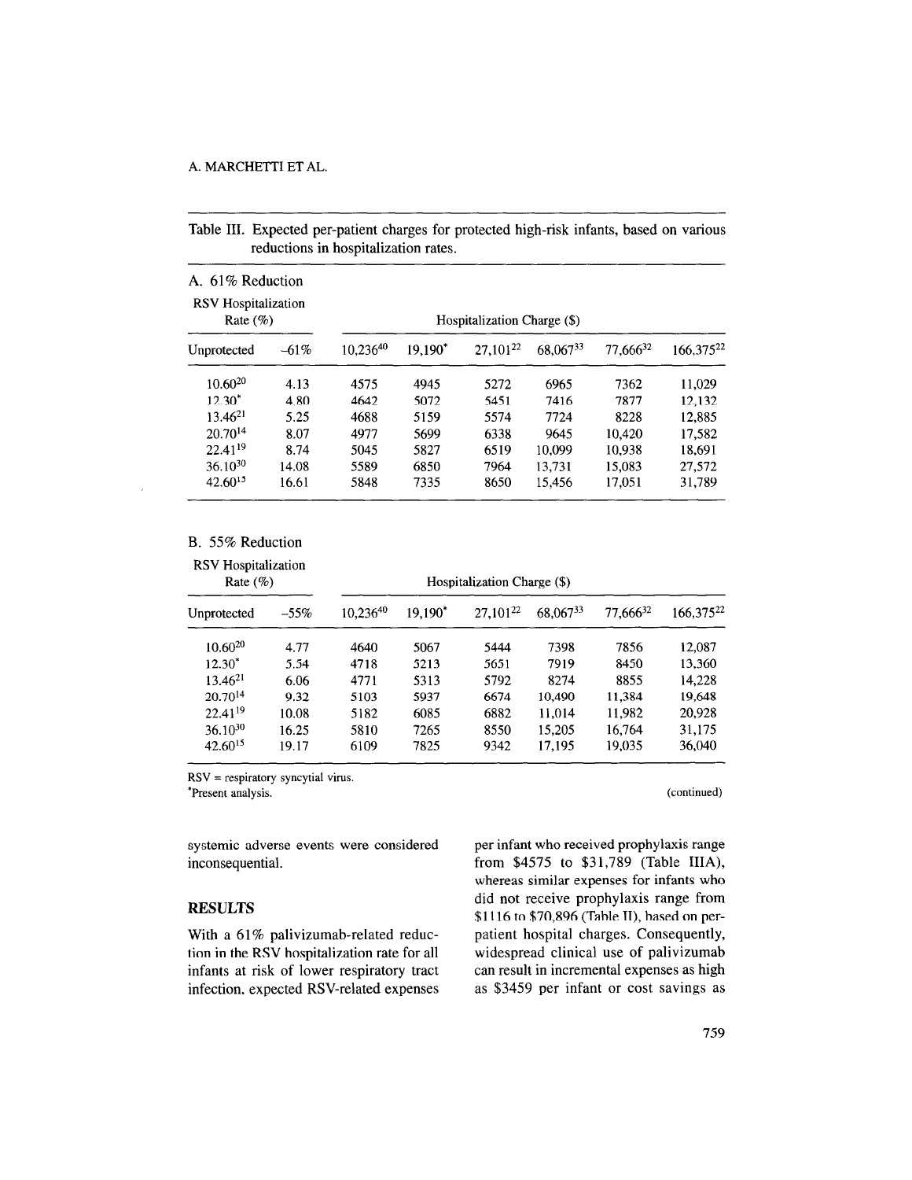Table III. Expected per-patient charges for protected high-risk infants, based on various reductions in hospitalization rates.

A. 61% Reduction

| RSV Hospitalization Rate (%) | | Hospitalization Charge ($) | | | | | |
|---|---|---|---|---|---|---|---|
| Unprotected | −61% | 10,236[40] | 19,190* | 27,101[22] | 68,067[33] | 77,666[32] | 166,375[22] |
| 10.60[20] | 4.13 | 4575 | 4945 | 5272 | 6965 | 7362 | 11,029 |
| 12.30* | 4.80 | 4642 | 5072 | 5451 | 7416 | 7877 | 12,132 |
| 13.46[21] | 5.25 | 4688 | 5159 | 5574 | 7724 | 8228 | 12,885 |
| 20.70[14] | 8.07 | 4977 | 5699 | 6338 | 9645 | 10,420 | 17,582 |
| 22.41[19] | 8.74 | 5045 | 5827 | 6519 | 10,099 | 10,938 | 18,691 |
| 36.10[30] | 14.08 | 5589 | 6850 | 7964 | 13,731 | 15,083 | 27,572 |
| 42.60[15] | 16.61 | 5848 | 7335 | 8650 | 15,456 | 17,051 | 31,789 |

B. 55% Reduction

| RSV Hospitalization Rate (%) | | Hospitalization Charge ($) | | | | | |
|---|---|---|---|---|---|---|---|
| Unprotected | −55% | 10,236[40] | 19,190* | 27,101[22] | 68,067[33] | 77,666[32] | 166,375[22] |
| 10.60[20] | 4.77 | 4640 | 5067 | 5444 | 7398 | 7856 | 12,087 |
| 12.30* | 5.54 | 4718 | 5213 | 5651 | 7919 | 8450 | 13,360 |
| 13.46[21] | 6.06 | 4771 | 5313 | 5792 | 8274 | 8855 | 14,228 |
| 20.70[14] | 9.32 | 5103 | 5937 | 6674 | 10,490 | 11,384 | 19,648 |
| 22.41[19] | 10.08 | 5182 | 6085 | 6882 | 11,014 | 11,982 | 20,928 |
| 36.10[30] | 16.25 | 5810 | 7265 | 8550 | 15,205 | 16,764 | 31,175 |
| 42.60[15] | 19.17 | 6109 | 7825 | 9342 | 17,195 | 19,035 | 36,040 |

RSV = respiratory syncytial virus.
*Present analysis.

(continued)

systemic adverse events were considered inconsequential.

## RESULTS

With a 61% palivizumab-related reduction in the RSV hospitalization rate for all infants at risk of lower respiratory tract infection, expected RSV-related expenses per infant who received prophylaxis range from $4575 to $31,789 (Table IIIA), whereas similar expenses for infants who did not receive prophylaxis range from $1116 to $70,896 (Table II), based on per-patient hospital charges. Consequently, widespread clinical use of palivizumab can result in incremental expenses as high as $3459 per infant or cost savings as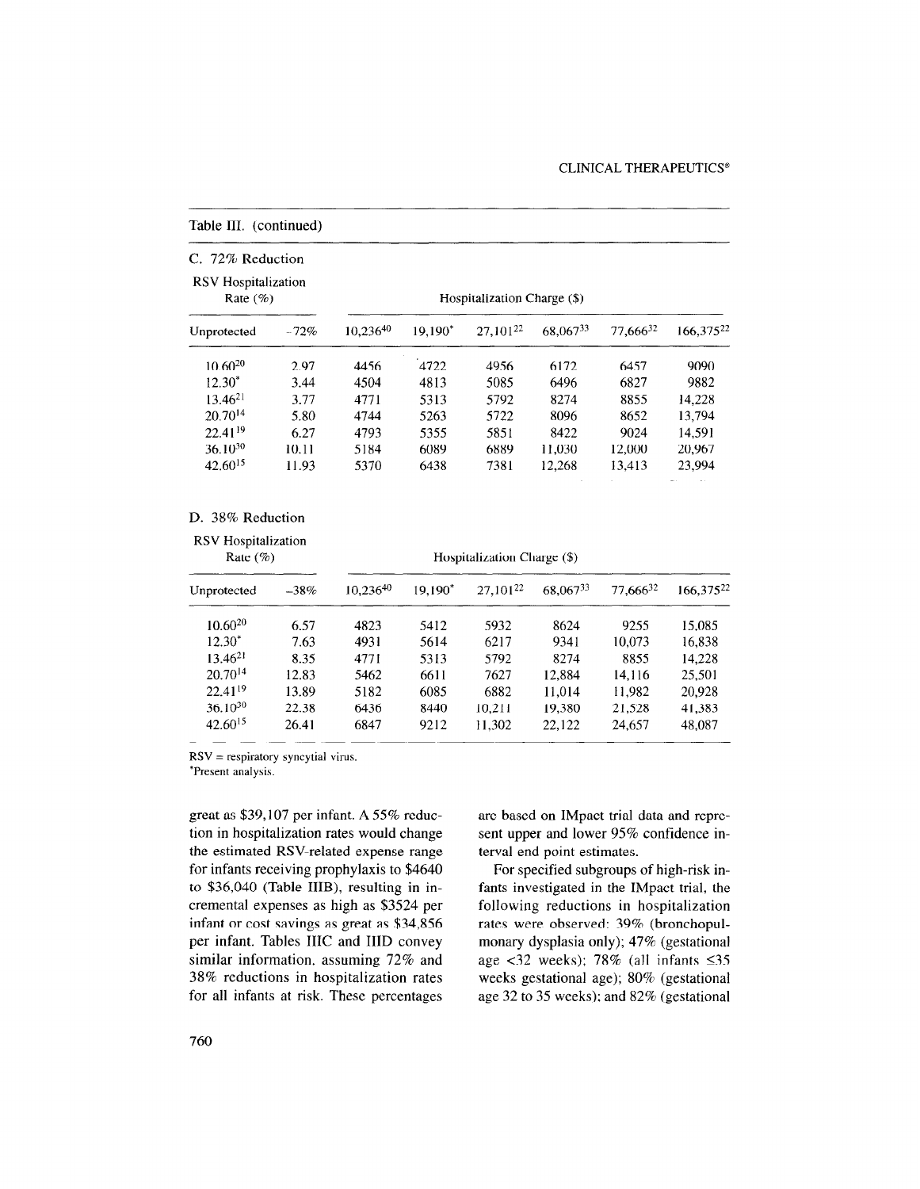Table III. (continued)

C. 72% Reduction

| RSV Hospitalization Rate (%) | | Hospitalization Charge ($) | | | | | |
|---|---|---|---|---|---|---|---|
| Unprotected | -72% | 10,236[40] | 19,190* | 27,101[22] | 68,067[33] | 77,666[32] | 166,375[22] |
| 10.60[20] | 2.97 | 4456 | 4722 | 4956 | 6172 | 6457 | 9090 |
| 12.30* | 3.44 | 4504 | 4813 | 5085 | 6496 | 6827 | 9882 |
| 13.46[21] | 3.77 | 4771 | 5313 | 5792 | 8274 | 8855 | 14,228 |
| 20.70[14] | 5.80 | 4744 | 5263 | 5722 | 8096 | 8652 | 13,794 |
| 22.41[19] | 6.27 | 4793 | 5355 | 5851 | 8422 | 9024 | 14,591 |
| 36.10[30] | 10.11 | 5184 | 6089 | 6889 | 11,030 | 12,000 | 20,967 |
| 42.60[15] | 11.93 | 5370 | 6438 | 7381 | 12,268 | 13,413 | 23,994 |

D. 38% Reduction

| RSV Hospitalization Rate (%) | | Hospitalization Charge ($) | | | | | |
|---|---|---|---|---|---|---|---|
| Unprotected | -38% | 10,236[40] | 19,190* | 27,101[22] | 68,067[33] | 77,666[32] | 166,375[22] |
| 10.60[20] | 6.57 | 4823 | 5412 | 5932 | 8624 | 9255 | 15,085 |
| 12.30* | 7.63 | 4931 | 5614 | 6217 | 9341 | 10,073 | 16,838 |
| 13.46[21] | 8.35 | 4771 | 5313 | 5792 | 8274 | 8855 | 14,228 |
| 20.70[14] | 12.83 | 5462 | 6611 | 7627 | 12,884 | 14,116 | 25,501 |
| 22.41[19] | 13.89 | 5182 | 6085 | 6882 | 11,014 | 11,982 | 20,928 |
| 36.10[30] | 22.38 | 6436 | 8440 | 10,211 | 19,380 | 21,528 | 41,383 |
| 42.60[15] | 26.41 | 6847 | 9212 | 11,302 | 22,122 | 24,657 | 48,087 |

RSV = respiratory syncytial virus.
*Present analysis.

great as $39,107 per infant. A 55% reduction in hospitalization rates would change the estimated RSV-related expense range for infants receiving prophylaxis to $4640 to $36,040 (Table IIIB), resulting in incremental expenses as high as $3524 per infant or cost savings as great as $34,856 per infant. Tables IIIC and IIID convey similar information, assuming 72% and 38% reductions in hospitalization rates for all infants at risk. These percentages are based on IMpact trial data and represent upper and lower 95% confidence interval end point estimates.

For specified subgroups of high-risk infants investigated in the IMpact trial, the following reductions in hospitalization rates were observed: 39% (bronchopulmonary dysplasia only); 47% (gestational age <32 weeks); 78% (all infants ≤35 weeks gestational age); 80% (gestational age 32 to 35 weeks); and 82% (gestational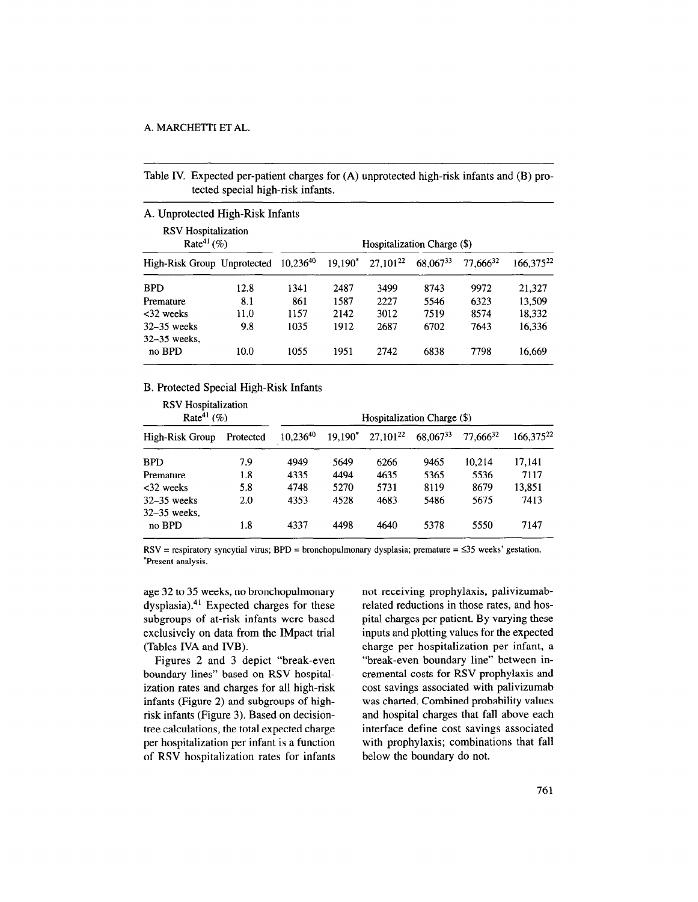Table IV. Expected per-patient charges for (A) unprotected high-risk infants and (B) protected special high-risk infants.

A. Unprotected High-Risk Infants

| RSV Hospitalization Rate[41] (%) | | Hospitalization Charge ($) | | | | | |
|---|---|---|---|---|---|---|---|
| High-Risk Group | Unprotected | 10,236[40] | 19,190* | 27,101[22] | 68,067[33] | 77,666[32] | 166,375[22] |
| BPD | 12.8 | 1341 | 2487 | 3499 | 8743 | 9972 | 21,327 |
| Premature | 8.1 | 861 | 1587 | 2227 | 5546 | 6323 | 13,509 |
| <32 weeks | 11.0 | 1157 | 2142 | 3012 | 7519 | 8574 | 18,332 |
| 32–35 weeks | 9.8 | 1035 | 1912 | 2687 | 6702 | 7643 | 16,336 |
| 32–35 weeks, no BPD | 10.0 | 1055 | 1951 | 2742 | 6838 | 7798 | 16,669 |

B. Protected Special High-Risk Infants

| RSV Hospitalization Rate[41] (%) | | Hospitalization Charge ($) | | | | | |
|---|---|---|---|---|---|---|---|
| High-Risk Group | Protected | 10,236[40] | 19,190* | 27,101[22] | 68,067[33] | 77,666[32] | 166,375[22] |
| BPD | 7.9 | 4949 | 5649 | 6266 | 9465 | 10,214 | 17,141 |
| Premature | 1.8 | 4335 | 4494 | 4635 | 5365 | 5536 | 7117 |
| <32 weeks | 5.8 | 4748 | 5270 | 5731 | 8119 | 8679 | 13,851 |
| 32–35 weeks | 2.0 | 4353 | 4528 | 4683 | 5486 | 5675 | 7413 |
| 32–35 weeks, no BPD | 1.8 | 4337 | 4498 | 4640 | 5378 | 5550 | 7147 |

RSV = respiratory syncytial virus; BPD = bronchopulmonary dysplasia; premature = ≤35 weeks' gestation.
*Present analysis.

age 32 to 35 weeks, no bronchopulmonary dysplasia).[41] Expected charges for these subgroups of at-risk infants were based exclusively on data from the IMpact trial (Tables IVA and IVB).

Figures 2 and 3 depict "break-even boundary lines" based on RSV hospitalization rates and charges for all high-risk infants (Figure 2) and subgroups of high-risk infants (Figure 3). Based on decision-tree calculations, the total expected charge per hospitalization per infant is a function of RSV hospitalization rates for infants not receiving prophylaxis, palivizumab-related reductions in those rates, and hospital charges per patient. By varying these inputs and plotting values for the expected charge per hospitalization per infant, a "break-even boundary line" between incremental costs for RSV prophylaxis and cost savings associated with palivizumab was charted. Combined probability values and hospital charges that fall above each interface define cost savings associated with prophylaxis; combinations that fall below the boundary do not.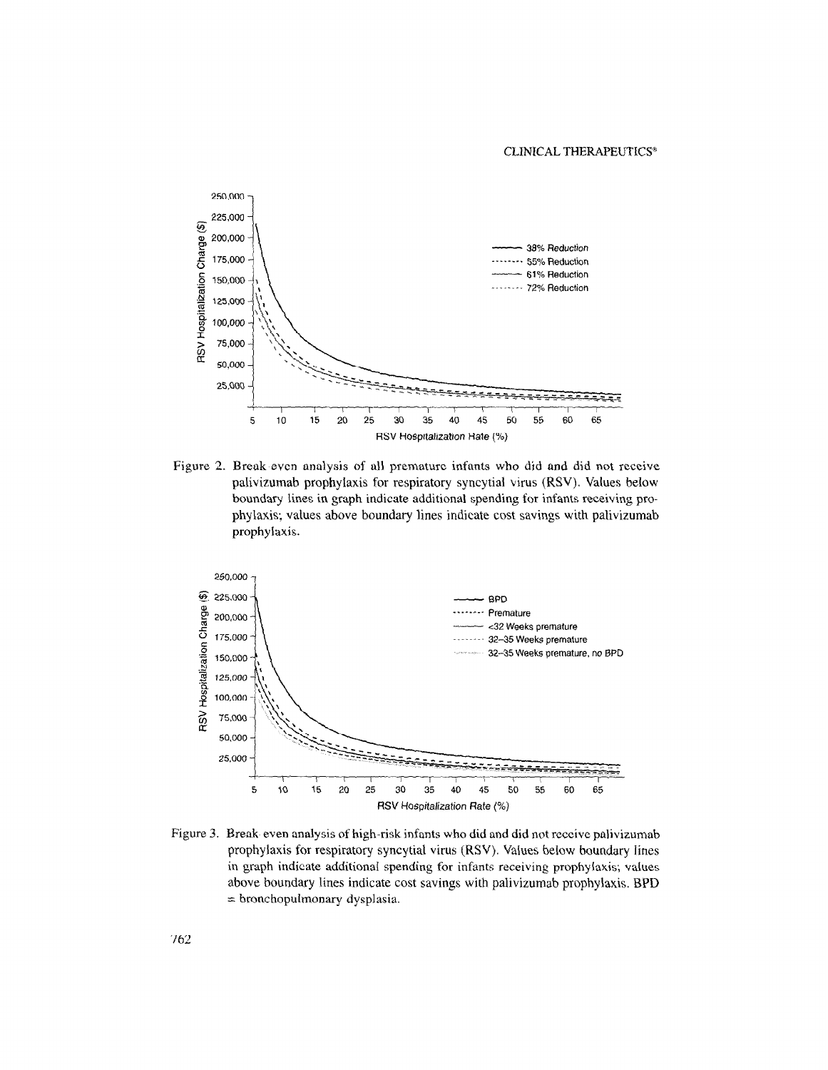Figure 2. Break even analysis of all premature infants who did and did not receive palivizumab prophylaxis for respiratory syncytial virus (RSV). Values below boundary lines in graph indicate additional spending for infants receiving prophylaxis; values above boundary lines indicate cost savings with palivizumab prophylaxis.

Figure 3. Break even analysis of high-risk infants who did and did not receive palivizumab prophylaxis for respiratory syncytial virus (RSV). Values below boundary lines in graph indicate additional spending for infants receiving prophylaxis; values above boundary lines indicate cost savings with palivizumab prophylaxis. BPD = bronchopulmonary dysplasia.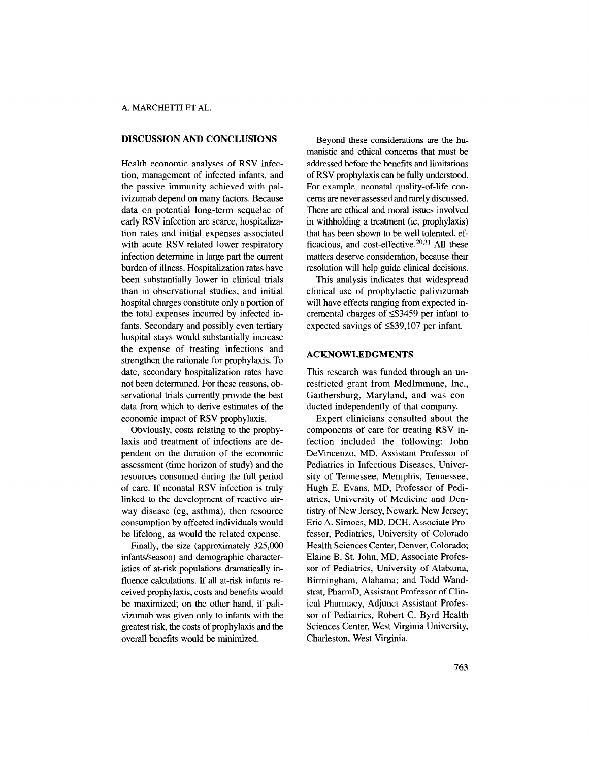## DISCUSSION AND CONCLUSIONS

Health economic analyses of RSV infection, management of infected infants, and the passive immunity achieved with palivizumab depend on many factors. Because data on potential long-term sequelae of early RSV infection are scarce, hospitalization rates and initial expenses associated with acute RSV-related lower respiratory infection determine in large part the current burden of illness. Hospitalization rates have been substantially lower in clinical trials than in observational studies, and initial hospital charges constitute only a portion of the total expenses incurred by infected infants. Secondary and possibly even tertiary hospital stays would substantially increase the expense of treating infections and strengthen the rationale for prophylaxis. To date, secondary hospitalization rates have not been determined. For these reasons, observational trials currently provide the best data from which to derive estimates of the economic impact of RSV prophylaxis.

Obviously, costs relating to the prophylaxis and treatment of infections are dependent on the duration of the economic assessment (time horizon of study) and the resources consumed during the full period of care. If neonatal RSV infection is truly linked to the development of reactive airway disease (eg, asthma), then resource consumption by affected individuals would be lifelong, as would the related expense.

Finally, the size (approximately 325,000 infants/season) and demographic characteristics of at-risk populations dramatically influence calculations. If all at-risk infants received prophylaxis, costs and benefits would be maximized; on the other hand, if palivizumab was given only to infants with the greatest risk, the costs of prophylaxis and the overall benefits would be minimized.

Beyond these considerations are the humanistic and ethical concerns that must be addressed before the benefits and limitations of RSV prophylaxis can be fully understood. For example, neonatal quality-of-life concerns are never assessed and rarely discussed. There are ethical and moral issues involved in withholding a treatment (ie, prophylaxis) that has been shown to be well tolerated, efficacious, and cost-effective.[20,31] All these matters deserve consideration, because their resolution will help guide clinical decisions.

This analysis indicates that widespread clinical use of prophylactic palivizumab will have effects ranging from expected incremental charges of ≤$3459 per infant to expected savings of ≤$39,107 per infant.

## ACKNOWLEDGMENTS

This research was funded through an unrestricted grant from MedImmune, Inc., Gaithersburg, Maryland, and was conducted independently of that company.

Expert clinicians consulted about the components of care for treating RSV infection included the following: John DeVincenzo, MD, Assistant Professor of Pediatrics in Infectious Diseases, University of Tennessee, Memphis, Tennessee; Hugh E. Evans, MD, Professor of Pediatrics, University of Medicine and Dentistry of New Jersey, Newark, New Jersey; Eric A. Simoes, MD, DCH, Associate Professor, Pediatrics, University of Colorado Health Sciences Center, Denver, Colorado; Elaine B. St. John, MD, Associate Professor of Pediatrics, University of Alabama, Birmingham, Alabama; and Todd Wandstrat, PharmD, Assistant Professor of Clinical Pharmacy, Adjunct Assistant Professor of Pediatrics, Robert C. Byrd Health Sciences Center, West Virginia University, Charleston, West Virginia.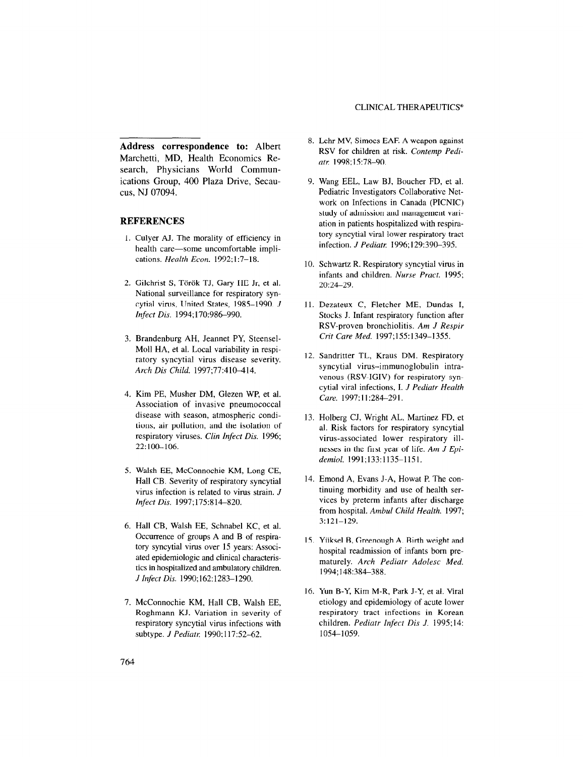**Address correspondence to:** Albert Marchetti, MD, Health Economics Research, Physicians World Communications Group, 400 Plaza Drive, Secaucus, NJ 07094.

## REFERENCES

1. Culyer AJ. The morality of efficiency in health care—some uncomfortable implications. *Health Econ.* 1992;1:7–18.
2. Gilchrist S, Török TJ, Gary HE Jr, et al. National surveillance for respiratory syncytial virus, United States, 1985–1990. *J Infect Dis.* 1994;170:986–990.
3. Brandenburg AH, Jeannet PY, Steensel-Moll HA, et al. Local variability in respiratory syncytial virus disease severity. *Arch Dis Child.* 1997;77:410–414.
4. Kim PE, Musher DM, Glezen WP, et al. Association of invasive pneumococcal disease with season, atmospheric conditions, air pollution, and the isolation of respiratory viruses. *Clin Infect Dis.* 1996; 22:100–106.
5. Walsh EE, McConnochie KM, Long CE, Hall CB. Severity of respiratory syncytial virus infection is related to virus strain. *J Infect Dis.* 1997;175:814–820.
6. Hall CB, Walsh EE, Schnabel KC, et al. Occurrence of groups A and B of respiratory syncytial virus over 15 years: Associated epidemiologic and clinical characteristics in hospitalized and ambulatory children. *J Infect Dis.* 1990;162:1283–1290.
7. McConnochie KM, Hall CB, Walsh EE, Roghmann KJ. Variation in severity of respiratory syncytial virus infections with subtype. *J Pediatr.* 1990;117:52–62.
8. Lehr MV, Simoes EAF. A weapon against RSV for children at risk. *Contemp Pediatr.* 1998;15:78–90.
9. Wang EEL, Law BJ, Boucher FD, et al. Pediatric Investigators Collaborative Network on Infections in Canada (PICNIC) study of admission and management variation in patients hospitalized with respiratory syncytial viral lower respiratory tract infection. *J Pediatr.* 1996;129:390–395.
10. Schwartz R. Respiratory syncytial virus in infants and children. *Nurse Pract.* 1995; 20:24–29.
11. Dezateux C, Fletcher ME, Dundas I, Stocks J. Infant respiratory function after RSV-proven bronchiolitis. *Am J Respir Crit Care Med.* 1997;155:1349–1355.
12. Sandritter TL, Kraus DM. Respiratory syncytial virus–immunoglobulin intravenous (RSV-IGIV) for respiratory syncytial viral infections, I. *J Pediatr Health Care.* 1997;11:284–291.
13. Holberg CJ, Wright AL, Martinez FD, et al. Risk factors for respiratory syncytial virus-associated lower respiratory illnesses in the first year of life. *Am J Epidemiol.* 1991;133:1135–1151.
14. Emond A, Evans J-A, Howat P. The continuing morbidity and use of health services by preterm infants after discharge from hospital. *Ambul Child Health.* 1997; 3:121–129.
15. Yüksel B, Greenough A. Birth weight and hospital readmission of infants born prematurely. *Arch Pediatr Adolesc Med.* 1994;148:384–388.
16. Yun B-Y, Kim M-R, Park J-Y, et al. Viral etiology and epidemiology of acute lower respiratory tract infections in Korean children. *Pediatr Infect Dis J.* 1995;14: 1054–1059.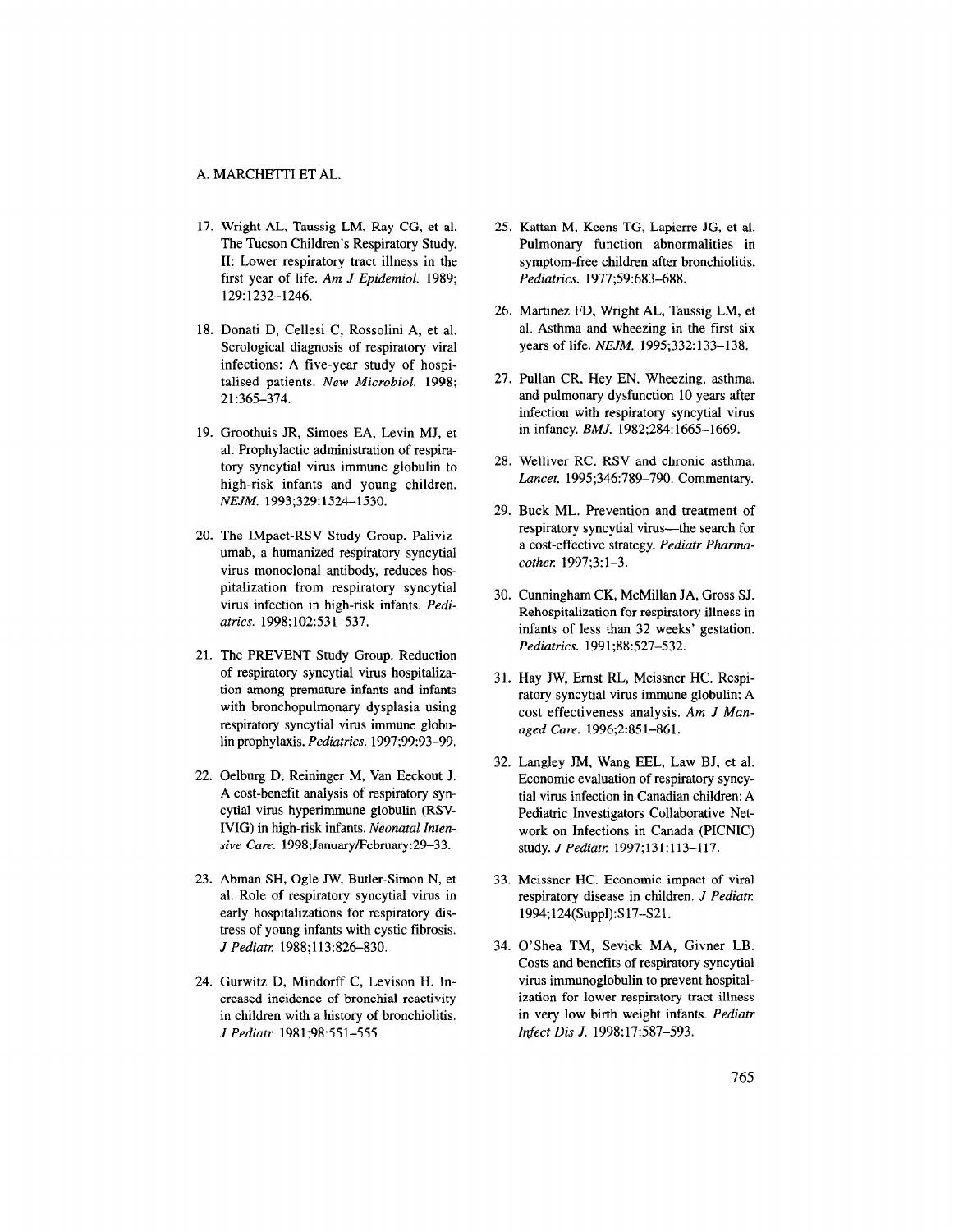17. Wright AL, Taussig LM, Ray CG, et al. The Tucson Children's Respiratory Study. II: Lower respiratory tract illness in the first year of life. *Am J Epidemiol.* 1989; 129:1232–1246.

18. Donati D, Cellesi C, Rossolini A, et al. Serological diagnosis of respiratory viral infections: A five-year study of hospitalised patients. *New Microbiol.* 1998; 21:365–374.

19. Groothuis JR, Simoes EA, Levin MJ, et al. Prophylactic administration of respiratory syncytial virus immune globulin to high-risk infants and young children. *NEJM.* 1993;329:1524–1530.

20. The IMpact-RSV Study Group. Palivizumab, a humanized respiratory syncytial virus monoclonal antibody, reduces hospitalization from respiratory syncytial virus infection in high-risk infants. *Pediatrics.* 1998;102:531–537.

21. The PREVENT Study Group. Reduction of respiratory syncytial virus hospitalization among premature infants and infants with bronchopulmonary dysplasia using respiratory syncytial virus immune globulin prophylaxis. *Pediatrics.* 1997;99:93–99.

22. Oelburg D, Reininger M, Van Eeckout J. A cost-benefit analysis of respiratory syncytial virus hyperimmune globulin (RSV-IVIG) in high-risk infants. *Neonatal Intensive Care.* 1998;January/February:29–33.

23. Abman SH, Ogle JW, Butler-Simon N, et al. Role of respiratory syncytial virus in early hospitalizations for respiratory distress of young infants with cystic fibrosis. *J Pediatr.* 1988;113:826–830.

24. Gurwitz D, Mindorff C, Levison H. Increased incidence of bronchial reactivity in children with a history of bronchiolitis. *J Pediatr.* 1981;98:551–555.

25. Kattan M, Keens TG, Lapierre JG, et al. Pulmonary function abnormalities in symptom-free children after bronchiolitis. *Pediatrics.* 1977;59:683–688.

26. Martinez FD, Wright AL, Taussig LM, et al. Asthma and wheezing in the first six years of life. *NEJM.* 1995;332:133–138.

27. Pullan CR, Hey EN. Wheezing, asthma, and pulmonary dysfunction 10 years after infection with respiratory syncytial virus in infancy. *BMJ.* 1982;284:1665–1669.

28. Welliver RC. RSV and chronic asthma. *Lancet.* 1995;346:789–790. Commentary.

29. Buck ML. Prevention and treatment of respiratory syncytial virus—the search for a cost-effective strategy. *Pediatr Pharmacother.* 1997;3:1–3.

30. Cunningham CK, McMillan JA, Gross SJ. Rehospitalization for respiratory illness in infants of less than 32 weeks' gestation. *Pediatrics.* 1991;88:527–532.

31. Hay JW, Ernst RL, Meissner HC. Respiratory syncytial virus immune globulin: A cost effectiveness analysis. *Am J Managed Care.* 1996;2:851–861.

32. Langley JM, Wang EEL, Law BJ, et al. Economic evaluation of respiratory syncytial virus infection in Canadian children: A Pediatric Investigators Collaborative Network on Infections in Canada (PICNIC) study. *J Pediatr.* 1997;131:113–117.

33. Meissner HC. Economic impact of viral respiratory disease in children. *J Pediatr.* 1994;124(Suppl):S17–S21.

34. O'Shea TM, Sevick MA, Givner LB. Costs and benefits of respiratory syncytial virus immunoglobulin to prevent hospitalization for lower respiratory tract illness in very low birth weight infants. *Pediatr Infect Dis J.* 1998;17:587–593.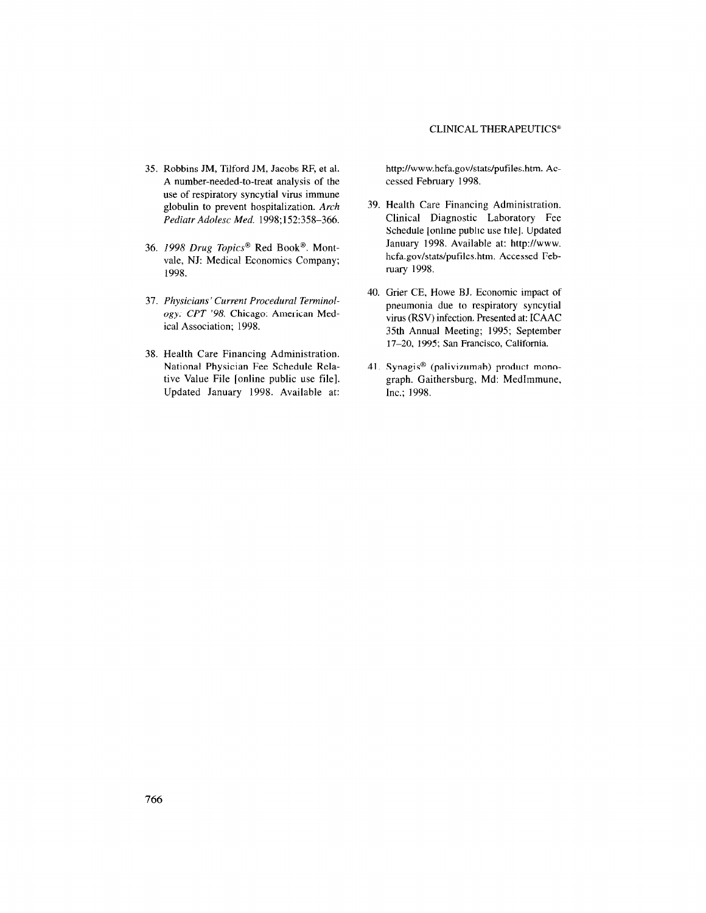35. Robbins JM, Tilford JM, Jacobs RF, et al. A number-needed-to-treat analysis of the use of respiratory syncytial virus immune globulin to prevent hospitalization. *Arch Pediatr Adolesc Med.* 1998;152:358–366.

36. *1998 Drug Topics®* Red Book®. Montvale, NJ: Medical Economics Company; 1998.

37. *Physicians' Current Procedural Terminology: CPT '98.* Chicago: American Medical Association; 1998.

38. Health Care Financing Administration. National Physician Fee Schedule Relative Value File [online public use file]. Updated January 1998. Available at: http://www.hcfa.gov/stats/pufiles.htm. Accessed February 1998.

39. Health Care Financing Administration. Clinical Diagnostic Laboratory Fee Schedule [online public use file]. Updated January 1998. Available at: http://www.hcfa.gov/stats/pufiles.htm. Accessed February 1998.

40. Grier CE, Howe BJ. Economic impact of pneumonia due to respiratory syncytial virus (RSV) infection. Presented at: ICAAC 35th Annual Meeting; 1995; September 17–20, 1995; San Francisco, California.

41. Synagis® (palivizumab) product monograph. Gaithersburg, Md: MedImmune, Inc.; 1998.